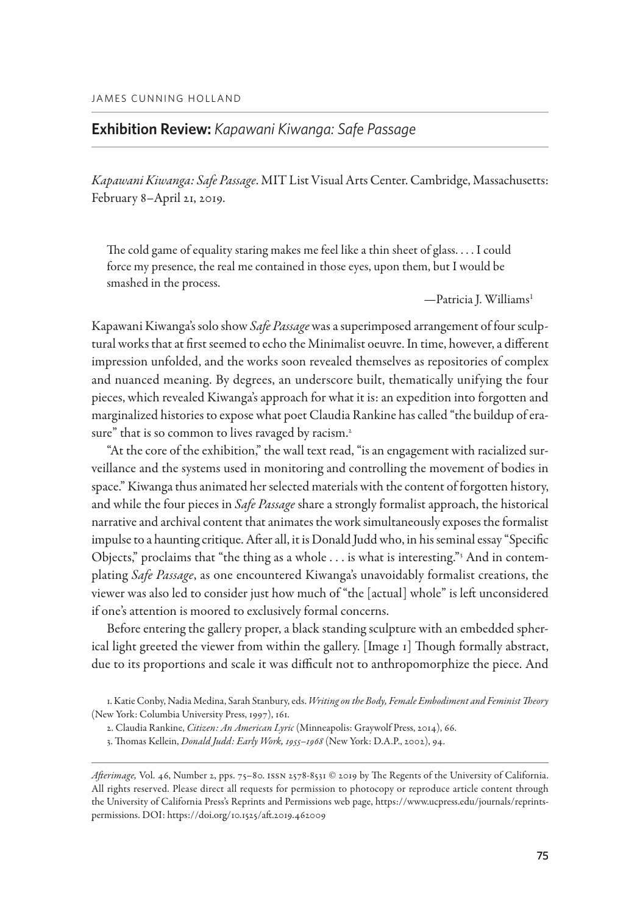JAMES CUNNING HOLLAND

## **Exhibition Review:** *Kapawani Kiwanga: Safe Passage*

*Kapawani Kiwanga: Safe Passage*. MIT List Visual Arts Center. Cambridge, Massachusetts: February 8–April 21, 2019.

> The cold game of equality staring makes me feel like a thin sheet of glass. . . . I could force my presence, the real me contained in those eyes, upon them, but I would be smashed in the process.
>
> —Patricia J. Williams[1]

Kapawani Kiwanga's solo show *Safe Passage* was a superimposed arrangement of four sculptural works that at first seemed to echo the Minimalist oeuvre. In time, however, a different impression unfolded, and the works soon revealed themselves as repositories of complex and nuanced meaning. By degrees, an underscore built, thematically unifying the four pieces, which revealed Kiwanga's approach for what it is: an expedition into forgotten and marginalized histories to expose what poet Claudia Rankine has called "the buildup of erasure" that is so common to lives ravaged by racism.[2]

"At the core of the exhibition," the wall text read, "is an engagement with racialized surveillance and the systems used in monitoring and controlling the movement of bodies in space." Kiwanga thus animated her selected materials with the content of forgotten history, and while the four pieces in *Safe Passage* share a strongly formalist approach, the historical narrative and archival content that animates the work simultaneously exposes the formalist impulse to a haunting critique. After all, it is Donald Judd who, in his seminal essay "Specific Objects," proclaims that "the thing as a whole . . . is what is interesting."[3] And in contemplating *Safe Passage*, as one encountered Kiwanga's unavoidably formalist creations, the viewer was also led to consider just how much of "the [actual] whole" is left unconsidered if one's attention is moored to exclusively formal concerns.

Before entering the gallery proper, a black standing sculpture with an embedded spherical light greeted the viewer from within the gallery. [Image 1] Though formally abstract, due to its proportions and scale it was difficult not to anthropomorphize the piece. And

1. Katie Conby, Nadia Medina, Sarah Stanbury, eds. *Writing on the Body, Female Embodiment and Feminist Theory* (New York: Columbia University Press, 1997), 161.

2. Claudia Rankine, *Citizen: An American Lyric* (Minneapolis: Graywolf Press, 2014), 66.

3. Thomas Kellein, *Donald Judd: Early Work, 1955–1968* (New York: D.A.P., 2002), 94.

*Afterimage,* Vol. 46, Number 2, pps. 75–80. ISSN 2578-8531 © 2019 by The Regents of the University of California. All rights reserved. Please direct all requests for permission to photocopy or reproduce article content through the University of California Press's Reprints and Permissions web page, https://www.ucpress.edu/journals/reprints-permissions. DOI: https://doi.org/10.1525/aft.2019.462009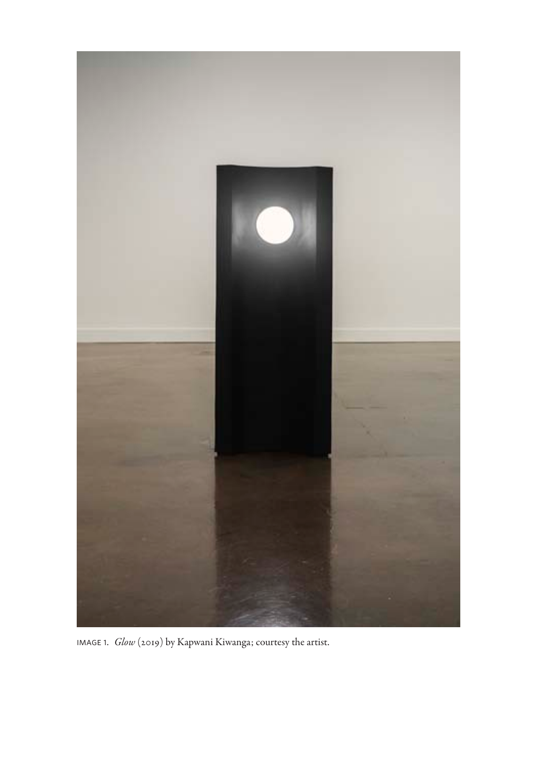IMAGE 1. *Glow* (2019) by Kapwani Kiwanga; courtesy the artist.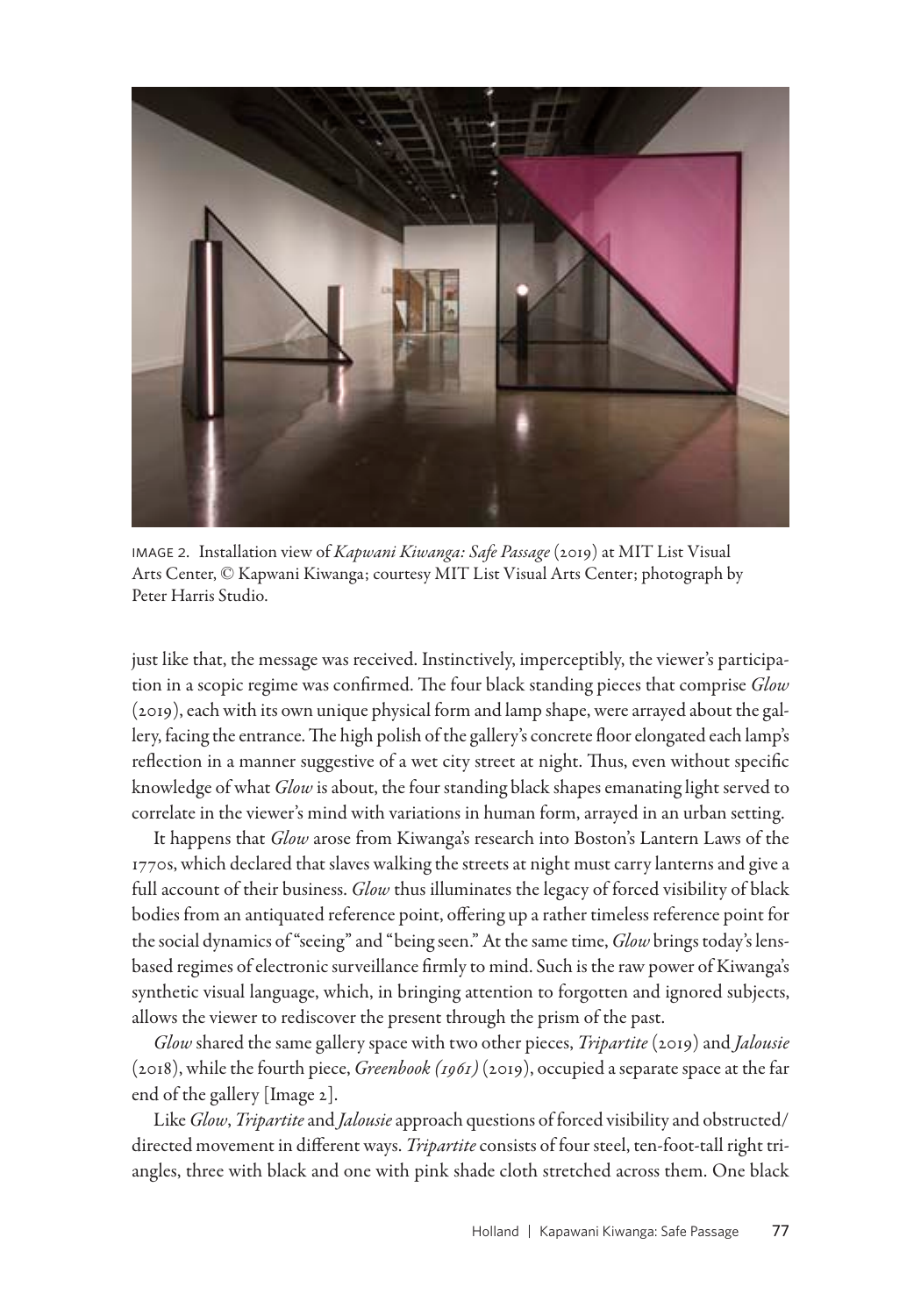IMAGE 2. Installation view of *Kapwani Kiwanga: Safe Passage* (2019) at MIT List Visual Arts Center, © Kapwani Kiwanga; courtesy MIT List Visual Arts Center; photograph by Peter Harris Studio.

just like that, the message was received. Instinctively, imperceptibly, the viewer's participation in a scopic regime was confirmed. The four black standing pieces that comprise *Glow* (2019), each with its own unique physical form and lamp shape, were arrayed about the gallery, facing the entrance. The high polish of the gallery's concrete floor elongated each lamp's reflection in a manner suggestive of a wet city street at night. Thus, even without specific knowledge of what *Glow* is about, the four standing black shapes emanating light served to correlate in the viewer's mind with variations in human form, arrayed in an urban setting.

It happens that *Glow* arose from Kiwanga's research into Boston's Lantern Laws of the 1770s, which declared that slaves walking the streets at night must carry lanterns and give a full account of their business. *Glow* thus illuminates the legacy of forced visibility of black bodies from an antiquated reference point, offering up a rather timeless reference point for the social dynamics of "seeing" and "being seen." At the same time, *Glow* brings today's lens-based regimes of electronic surveillance firmly to mind. Such is the raw power of Kiwanga's synthetic visual language, which, in bringing attention to forgotten and ignored subjects, allows the viewer to rediscover the present through the prism of the past.

*Glow* shared the same gallery space with two other pieces, *Tripartite* (2019) and *Jalousie* (2018), while the fourth piece, *Greenbook (1961)* (2019), occupied a separate space at the far end of the gallery [Image 2].

Like *Glow*, *Tripartite* and *Jalousie* approach questions of forced visibility and obstructed/directed movement in different ways. *Tripartite* consists of four steel, ten-foot-tall right triangles, three with black and one with pink shade cloth stretched across them. One black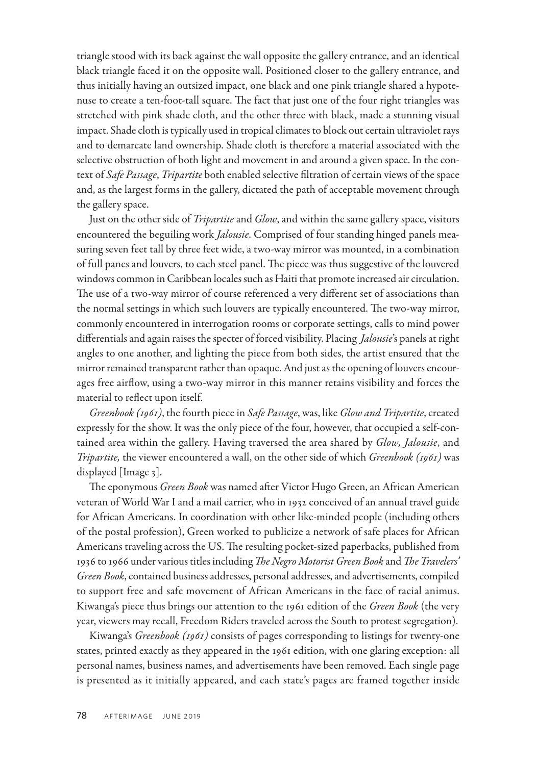triangle stood with its back against the wall opposite the gallery entrance, and an identical black triangle faced it on the opposite wall. Positioned closer to the gallery entrance, and thus initially having an outsized impact, one black and one pink triangle shared a hypotenuse to create a ten-foot-tall square. The fact that just one of the four right triangles was stretched with pink shade cloth, and the other three with black, made a stunning visual impact. Shade cloth is typically used in tropical climates to block out certain ultraviolet rays and to demarcate land ownership. Shade cloth is therefore a material associated with the selective obstruction of both light and movement in and around a given space. In the context of *Safe Passage*, *Tripartite* both enabled selective filtration of certain views of the space and, as the largest forms in the gallery, dictated the path of acceptable movement through the gallery space.

Just on the other side of *Tripartite* and *Glow*, and within the same gallery space, visitors encountered the beguiling work *Jalousie*. Comprised of four standing hinged panels measuring seven feet tall by three feet wide, a two-way mirror was mounted, in a combination of full panes and louvers, to each steel panel. The piece was thus suggestive of the louvered windows common in Caribbean locales such as Haiti that promote increased air circulation. The use of a two-way mirror of course referenced a very different set of associations than the normal settings in which such louvers are typically encountered. The two-way mirror, commonly encountered in interrogation rooms or corporate settings, calls to mind power differentials and again raises the specter of forced visibility. Placing *Jalousie*'s panels at right angles to one another, and lighting the piece from both sides, the artist ensured that the mirror remained transparent rather than opaque. And just as the opening of louvers encourages free airflow, using a two-way mirror in this manner retains visibility and forces the material to reflect upon itself.

*Greenbook (1961)*, the fourth piece in *Safe Passage*, was, like *Glow and Tripartite*, created expressly for the show. It was the only piece of the four, however, that occupied a self-contained area within the gallery. Having traversed the area shared by *Glow, Jalousie*, and *Tripartite,* the viewer encountered a wall, on the other side of which *Greenbook (1961)* was displayed [Image 3].

The eponymous *Green Book* was named after Victor Hugo Green, an African American veteran of World War I and a mail carrier, who in 1932 conceived of an annual travel guide for African Americans. In coordination with other like-minded people (including others of the postal profession), Green worked to publicize a network of safe places for African Americans traveling across the US. The resulting pocket-sized paperbacks, published from 1936 to 1966 under various titles including *The Negro Motorist Green Book* and *The Travelers' Green Book*, contained business addresses, personal addresses, and advertisements, compiled to support free and safe movement of African Americans in the face of racial animus. Kiwanga's piece thus brings our attention to the 1961 edition of the *Green Book* (the very year, viewers may recall, Freedom Riders traveled across the South to protest segregation).

Kiwanga's *Greenbook (1961)* consists of pages corresponding to listings for twenty-one states, printed exactly as they appeared in the 1961 edition, with one glaring exception: all personal names, business names, and advertisements have been removed. Each single page is presented as it initially appeared, and each state's pages are framed together inside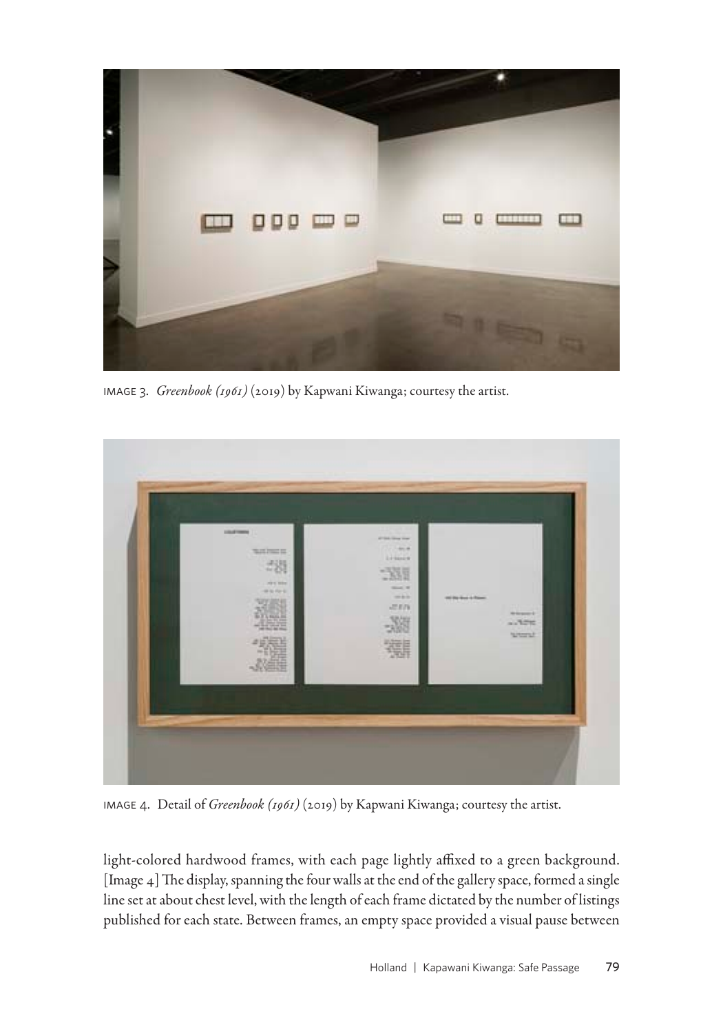IMAGE 3. *Greenbook (1961)* (2019) by Kapwani Kiwanga; courtesy the artist.

IMAGE 4. Detail of *Greenbook (1961)* (2019) by Kapwani Kiwanga; courtesy the artist.

light-colored hardwood frames, with each page lightly affixed to a green background. [Image 4] The display, spanning the four walls at the end of the gallery space, formed a single line set at about chest level, with the length of each frame dictated by the number of listings published for each state. Between frames, an empty space provided a visual pause between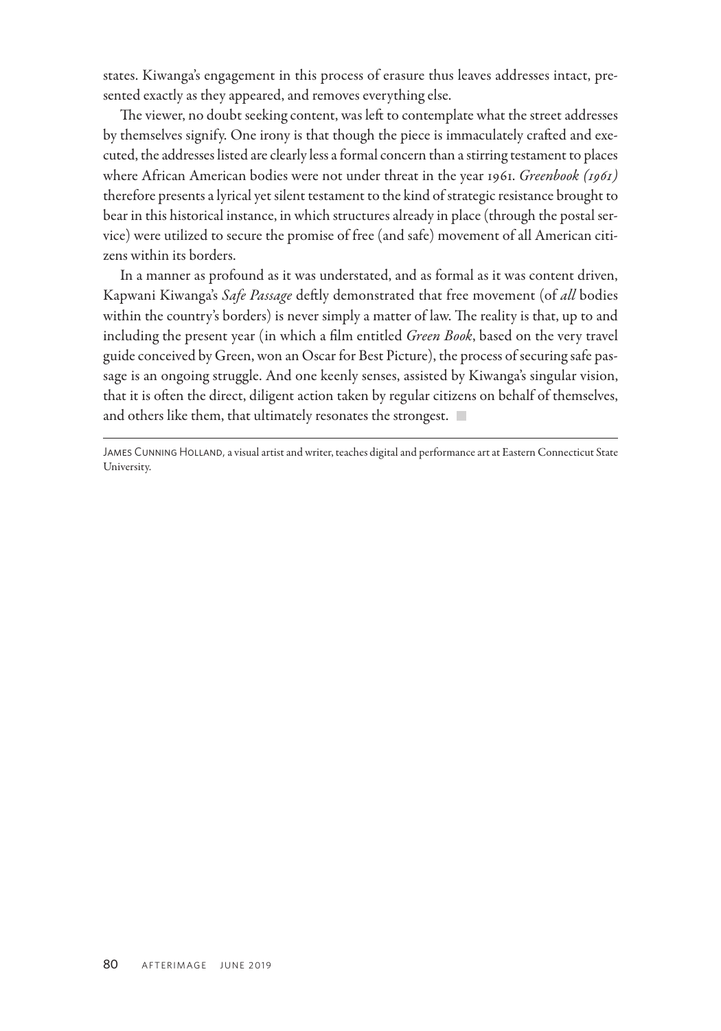states. Kiwanga's engagement in this process of erasure thus leaves addresses intact, presented exactly as they appeared, and removes everything else.

The viewer, no doubt seeking content, was left to contemplate what the street addresses by themselves signify. One irony is that though the piece is immaculately crafted and executed, the addresses listed are clearly less a formal concern than a stirring testament to places where African American bodies were not under threat in the year 1961. *Greenbook (1961)* therefore presents a lyrical yet silent testament to the kind of strategic resistance brought to bear in this historical instance, in which structures already in place (through the postal service) were utilized to secure the promise of free (and safe) movement of all American citizens within its borders.

In a manner as profound as it was understated, and as formal as it was content driven, Kapwani Kiwanga's *Safe Passage* deftly demonstrated that free movement (of *all* bodies within the country's borders) is never simply a matter of law. The reality is that, up to and including the present year (in which a film entitled *Green Book*, based on the very travel guide conceived by Green, won an Oscar for Best Picture), the process of securing safe passage is an ongoing struggle. And one keenly senses, assisted by Kiwanga's singular vision, that it is often the direct, diligent action taken by regular citizens on behalf of themselves, and others like them, that ultimately resonates the strongest.

---

JAMES CUNNING HOLLAND, a visual artist and writer, teaches digital and performance art at Eastern Connecticut State University.